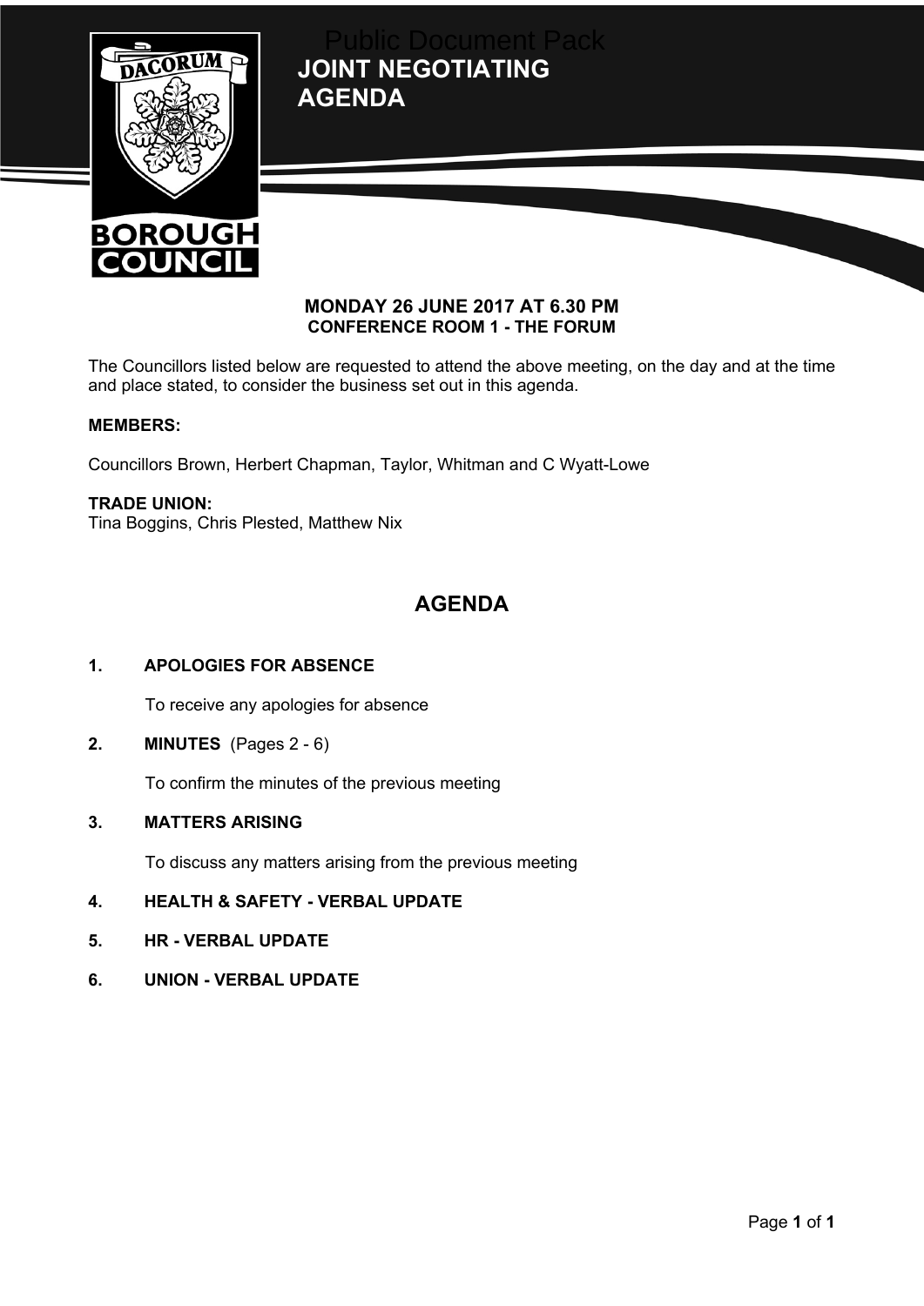Public Document Pack

# JOINT NEGOTIATING AGENDA

DACORUM BOROUGH COUNCIL

**MONDAY 26 JUNE 2017 AT 6.30 PM**
**CONFERENCE ROOM 1 - THE FORUM**

The Councillors listed below are requested to attend the above meeting, on the day and at the time and place stated, to consider the business set out in this agenda.

**MEMBERS:**

Councillors Brown, Herbert Chapman, Taylor, Whitman and C Wyatt-Lowe

**TRADE UNION:**
Tina Boggins, Chris Plested, Matthew Nix

## AGENDA

**1. APOLOGIES FOR ABSENCE**

To receive any apologies for absence

**2. MINUTES** (Pages 2 - 6)

To confirm the minutes of the previous meeting

**3. MATTERS ARISING**

To discuss any matters arising from the previous meeting

**4. HEALTH & SAFETY - VERBAL UPDATE**

**5. HR - VERBAL UPDATE**

**6. UNION - VERBAL UPDATE**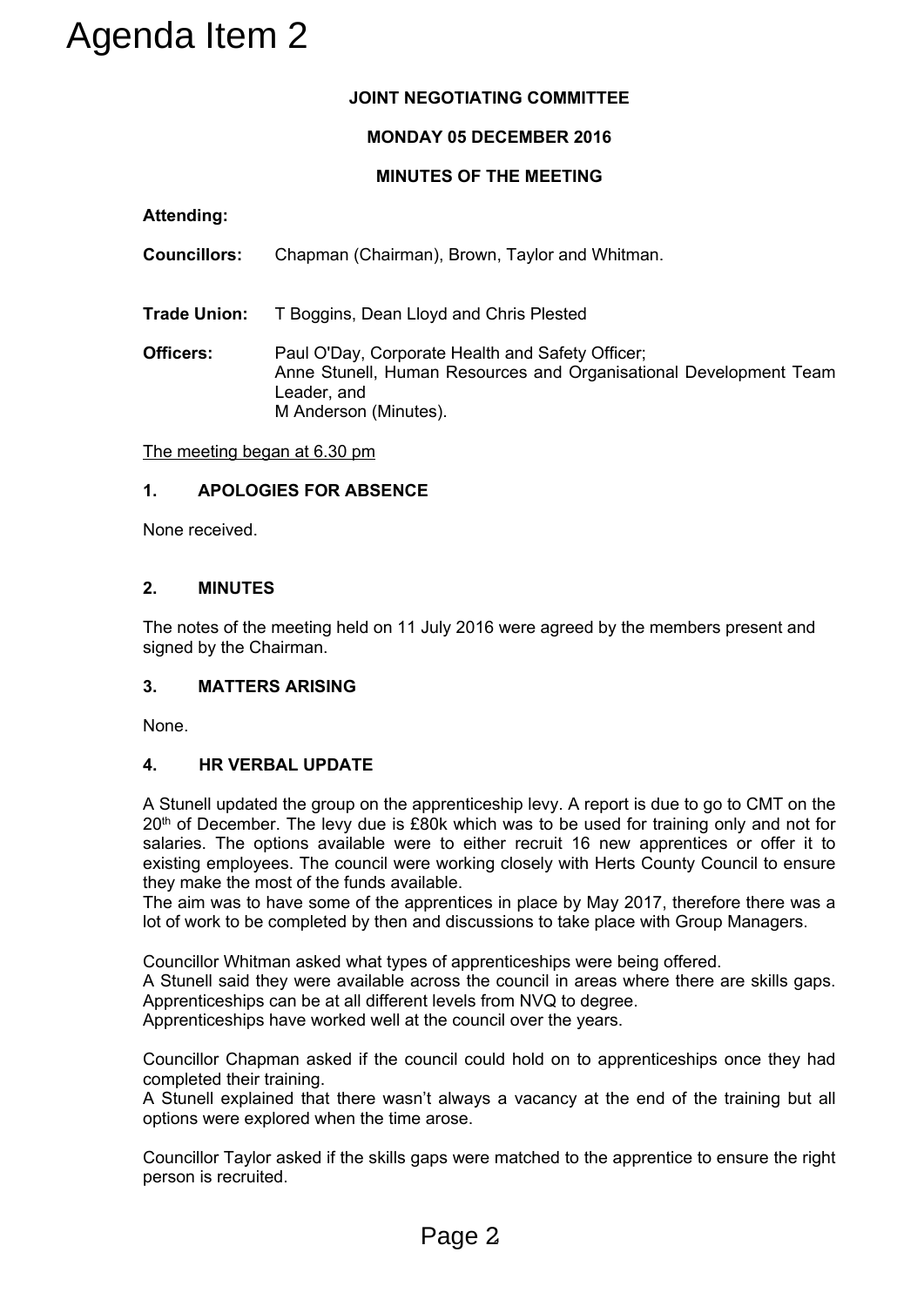# Agenda Item 2

**JOINT NEGOTIATING COMMITTEE**

**MONDAY 05 DECEMBER 2016**

**MINUTES OF THE MEETING**

**Attending:**

**Councillors:** Chapman (Chairman), Brown, Taylor and Whitman.

**Trade Union:** T Boggins, Dean Lloyd and Chris Plested

**Officers:** Paul O'Day, Corporate Health and Safety Officer;
Anne Stunell, Human Resources and Organisational Development Team Leader, and
M Anderson (Minutes).

The meeting began at 6.30 pm

## 1. APOLOGIES FOR ABSENCE

None received.

## 2. MINUTES

The notes of the meeting held on 11 July 2016 were agreed by the members present and signed by the Chairman.

## 3. MATTERS ARISING

None.

## 4. HR VERBAL UPDATE

A Stunell updated the group on the apprenticeship levy. A report is due to go to CMT on the 20th of December. The levy due is £80k which was to be used for training only and not for salaries. The options available were to either recruit 16 new apprentices or offer it to existing employees. The council were working closely with Herts County Council to ensure they make the most of the funds available.
The aim was to have some of the apprentices in place by May 2017, therefore there was a lot of work to be completed by then and discussions to take place with Group Managers.

Councillor Whitman asked what types of apprenticeships were being offered.
A Stunell said they were available across the council in areas where there are skills gaps. Apprenticeships can be at all different levels from NVQ to degree.
Apprenticeships have worked well at the council over the years.

Councillor Chapman asked if the council could hold on to apprenticeships once they had completed their training.
A Stunell explained that there wasn't always a vacancy at the end of the training but all options were explored when the time arose.

Councillor Taylor asked if the skills gaps were matched to the apprentice to ensure the right person is recruited.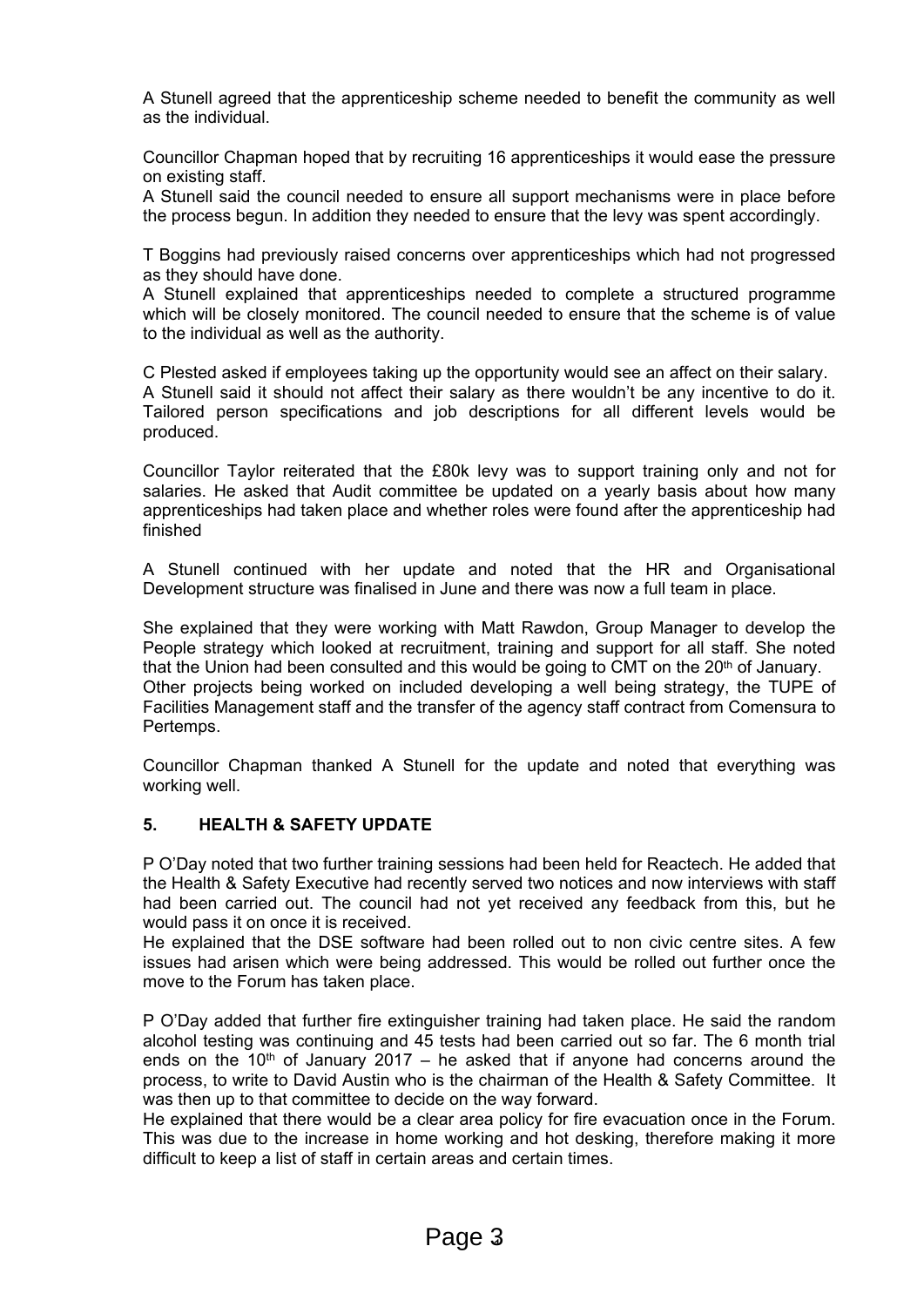A Stunell agreed that the apprenticeship scheme needed to benefit the community as well as the individual.

Councillor Chapman hoped that by recruiting 16 apprenticeships it would ease the pressure on existing staff.
A Stunell said the council needed to ensure all support mechanisms were in place before the process begun. In addition they needed to ensure that the levy was spent accordingly.

T Boggins had previously raised concerns over apprenticeships which had not progressed as they should have done.
A Stunell explained that apprenticeships needed to complete a structured programme which will be closely monitored. The council needed to ensure that the scheme is of value to the individual as well as the authority.

C Plested asked if employees taking up the opportunity would see an affect on their salary.
A Stunell said it should not affect their salary as there wouldn't be any incentive to do it. Tailored person specifications and job descriptions for all different levels would be produced.

Councillor Taylor reiterated that the £80k levy was to support training only and not for salaries. He asked that Audit committee be updated on a yearly basis about how many apprenticeships had taken place and whether roles were found after the apprenticeship had finished

A Stunell continued with her update and noted that the HR and Organisational Development structure was finalised in June and there was now a full team in place.

She explained that they were working with Matt Rawdon, Group Manager to develop the People strategy which looked at recruitment, training and support for all staff. She noted that the Union had been consulted and this would be going to CMT on the 20th of January.
Other projects being worked on included developing a well being strategy, the TUPE of Facilities Management staff and the transfer of the agency staff contract from Comensura to Pertemps.

Councillor Chapman thanked A Stunell for the update and noted that everything was working well.

## 5. HEALTH & SAFETY UPDATE

P O'Day noted that two further training sessions had been held for Reactech. He added that the Health & Safety Executive had recently served two notices and now interviews with staff had been carried out. The council had not yet received any feedback from this, but he would pass it on once it is received.
He explained that the DSE software had been rolled out to non civic centre sites. A few issues had arisen which were being addressed. This would be rolled out further once the move to the Forum has taken place.

P O'Day added that further fire extinguisher training had taken place. He said the random alcohol testing was continuing and 45 tests had been carried out so far. The 6 month trial ends on the 10th of January 2017 – he asked that if anyone had concerns around the process, to write to David Austin who is the chairman of the Health & Safety Committee. It was then up to that committee to decide on the way forward.
He explained that there would be a clear area policy for fire evacuation once in the Forum. This was due to the increase in home working and hot desking, therefore making it more difficult to keep a list of staff in certain areas and certain times.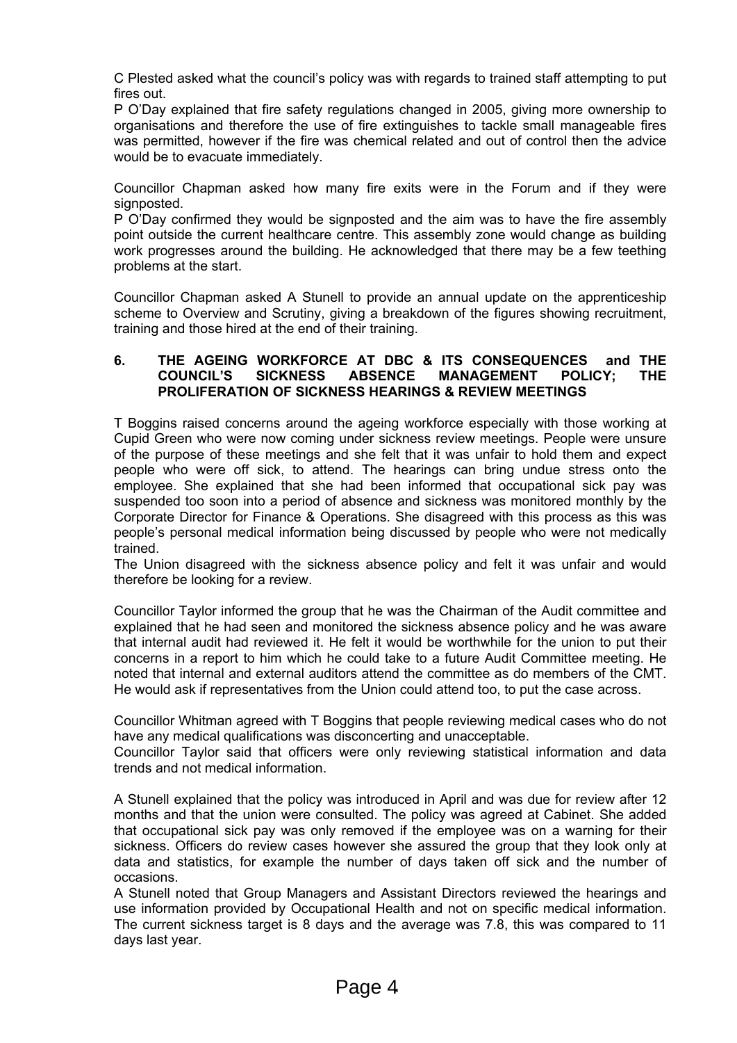C Plested asked what the council's policy was with regards to trained staff attempting to put fires out.
P O'Day explained that fire safety regulations changed in 2005, giving more ownership to organisations and therefore the use of fire extinguishes to tackle small manageable fires was permitted, however if the fire was chemical related and out of control then the advice would be to evacuate immediately.

Councillor Chapman asked how many fire exits were in the Forum and if they were signposted.
P O'Day confirmed they would be signposted and the aim was to have the fire assembly point outside the current healthcare centre. This assembly zone would change as building work progresses around the building. He acknowledged that there may be a few teething problems at the start.

Councillor Chapman asked A Stunell to provide an annual update on the apprenticeship scheme to Overview and Scrutiny, giving a breakdown of the figures showing recruitment, training and those hired at the end of their training.

## 6. THE AGEING WORKFORCE AT DBC & ITS CONSEQUENCES and THE COUNCIL'S SICKNESS ABSENCE MANAGEMENT POLICY; THE PROLIFERATION OF SICKNESS HEARINGS & REVIEW MEETINGS

T Boggins raised concerns around the ageing workforce especially with those working at Cupid Green who were now coming under sickness review meetings. People were unsure of the purpose of these meetings and she felt that it was unfair to hold them and expect people who were off sick, to attend. The hearings can bring undue stress onto the employee. She explained that she had been informed that occupational sick pay was suspended too soon into a period of absence and sickness was monitored monthly by the Corporate Director for Finance & Operations. She disagreed with this process as this was people's personal medical information being discussed by people who were not medically trained.
The Union disagreed with the sickness absence policy and felt it was unfair and would therefore be looking for a review.

Councillor Taylor informed the group that he was the Chairman of the Audit committee and explained that he had seen and monitored the sickness absence policy and he was aware that internal audit had reviewed it. He felt it would be worthwhile for the union to put their concerns in a report to him which he could take to a future Audit Committee meeting. He noted that internal and external auditors attend the committee as do members of the CMT. He would ask if representatives from the Union could attend too, to put the case across.

Councillor Whitman agreed with T Boggins that people reviewing medical cases who do not have any medical qualifications was disconcerting and unacceptable.
Councillor Taylor said that officers were only reviewing statistical information and data trends and not medical information.

A Stunell explained that the policy was introduced in April and was due for review after 12 months and that the union were consulted. The policy was agreed at Cabinet. She added that occupational sick pay was only removed if the employee was on a warning for their sickness. Officers do review cases however she assured the group that they look only at data and statistics, for example the number of days taken off sick and the number of occasions.
A Stunell noted that Group Managers and Assistant Directors reviewed the hearings and use information provided by Occupational Health and not on specific medical information. The current sickness target is 8 days and the average was 7.8, this was compared to 11 days last year.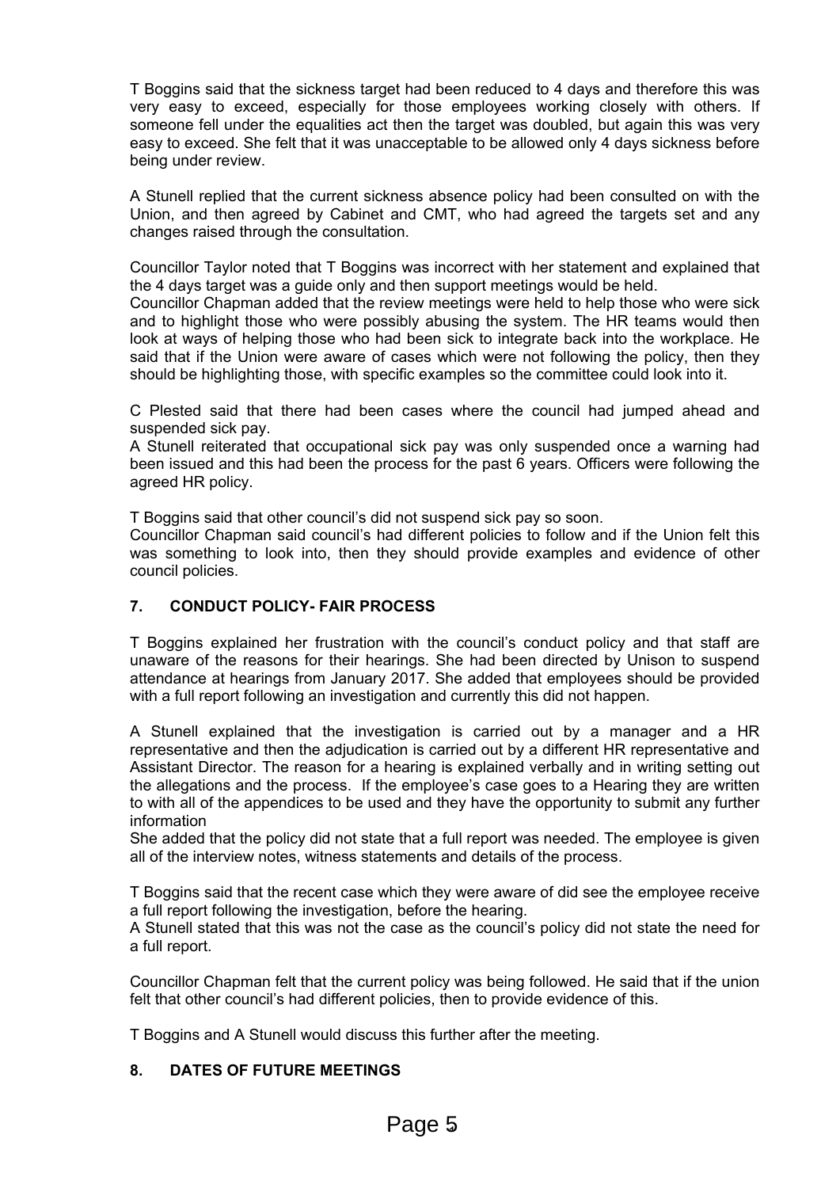T Boggins said that the sickness target had been reduced to 4 days and therefore this was very easy to exceed, especially for those employees working closely with others. If someone fell under the equalities act then the target was doubled, but again this was very easy to exceed. She felt that it was unacceptable to be allowed only 4 days sickness before being under review.

A Stunell replied that the current sickness absence policy had been consulted on with the Union, and then agreed by Cabinet and CMT, who had agreed the targets set and any changes raised through the consultation.

Councillor Taylor noted that T Boggins was incorrect with her statement and explained that the 4 days target was a guide only and then support meetings would be held.
Councillor Chapman added that the review meetings were held to help those who were sick and to highlight those who were possibly abusing the system. The HR teams would then look at ways of helping those who had been sick to integrate back into the workplace. He said that if the Union were aware of cases which were not following the policy, then they should be highlighting those, with specific examples so the committee could look into it.

C Plested said that there had been cases where the council had jumped ahead and suspended sick pay.
A Stunell reiterated that occupational sick pay was only suspended once a warning had been issued and this had been the process for the past 6 years. Officers were following the agreed HR policy.

T Boggins said that other council's did not suspend sick pay so soon.
Councillor Chapman said council's had different policies to follow and if the Union felt this was something to look into, then they should provide examples and evidence of other council policies.

## 7. CONDUCT POLICY- FAIR PROCESS

T Boggins explained her frustration with the council's conduct policy and that staff are unaware of the reasons for their hearings. She had been directed by Unison to suspend attendance at hearings from January 2017. She added that employees should be provided with a full report following an investigation and currently this did not happen.

A Stunell explained that the investigation is carried out by a manager and a HR representative and then the adjudication is carried out by a different HR representative and Assistant Director. The reason for a hearing is explained verbally and in writing setting out the allegations and the process. If the employee's case goes to a Hearing they are written to with all of the appendices to be used and they have the opportunity to submit any further information
She added that the policy did not state that a full report was needed. The employee is given all of the interview notes, witness statements and details of the process.

T Boggins said that the recent case which they were aware of did see the employee receive a full report following the investigation, before the hearing.
A Stunell stated that this was not the case as the council's policy did not state the need for a full report.

Councillor Chapman felt that the current policy was being followed. He said that if the union felt that other council's had different policies, then to provide evidence of this.

T Boggins and A Stunell would discuss this further after the meeting.

## 8. DATES OF FUTURE MEETINGS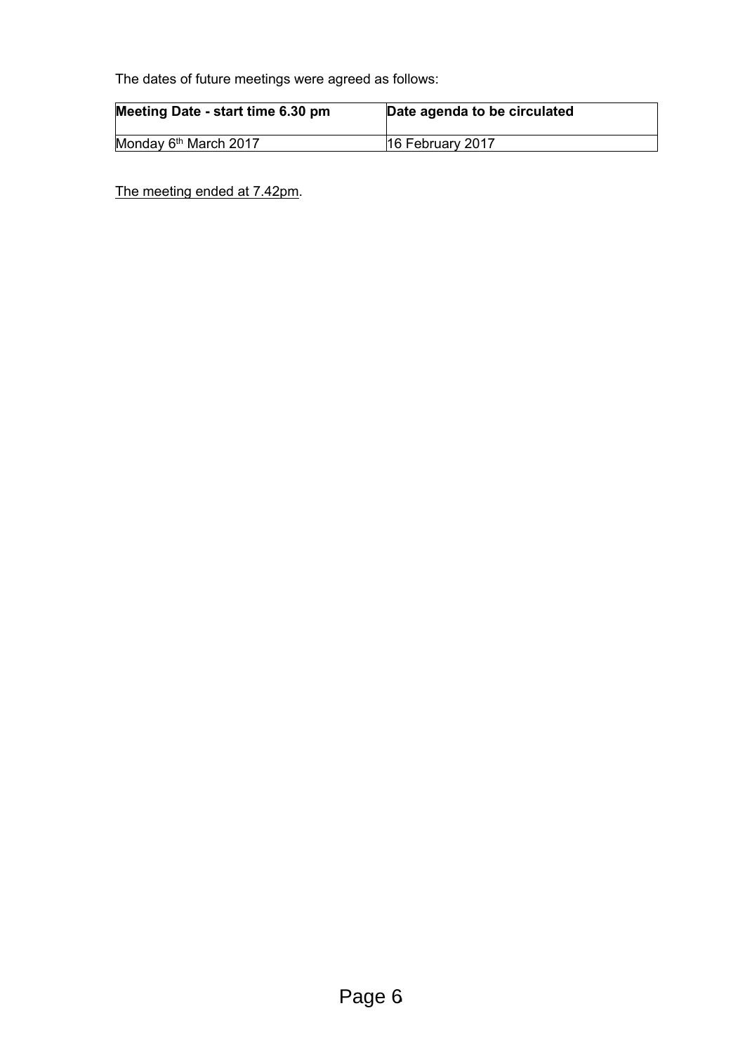The dates of future meetings were agreed as follows:

| **Meeting Date - start time 6.30 pm** | **Date agenda to be circulated** |
|---|---|
| Monday 6th March 2017 | 16 February 2017 |

The meeting ended at 7.42pm.